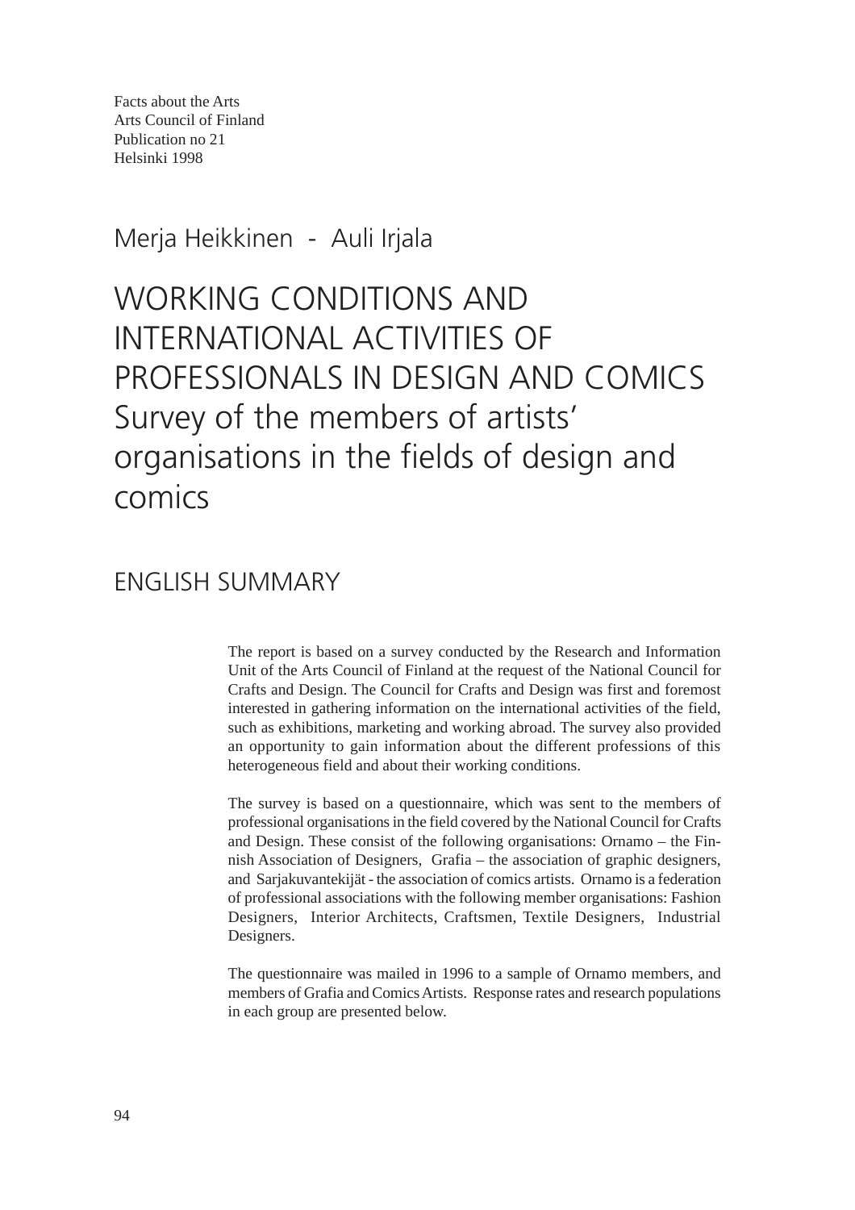Facts about the Arts
Arts Council of Finland
Publication no 21
Helsinki 1998

Merja Heikkinen - Auli Irjala

# WORKING CONDITIONS AND INTERNATIONAL ACTIVITIES OF PROFESSIONALS IN DESIGN AND COMICS Survey of the members of artists' organisations in the fields of design and comics

## ENGLISH SUMMARY

The report is based on a survey conducted by the Research and Information Unit of the Arts Council of Finland at the request of the National Council for Crafts and Design. The Council for Crafts and Design was first and foremost interested in gathering information on the international activities of the field, such as exhibitions, marketing and working abroad. The survey also provided an opportunity to gain information about the different professions of this heterogeneous field and about their working conditions.

The survey is based on a questionnaire, which was sent to the members of professional organisations in the field covered by the National Council for Crafts and Design. These consist of the following organisations: Ornamo – the Finnish Association of Designers, Grafia – the association of graphic designers, and Sarjakuvantekijät - the association of comics artists. Ornamo is a federation of professional associations with the following member organisations: Fashion Designers, Interior Architects, Craftsmen, Textile Designers, Industrial Designers.

The questionnaire was mailed in 1996 to a sample of Ornamo members, and members of Grafia and Comics Artists. Response rates and research populations in each group are presented below.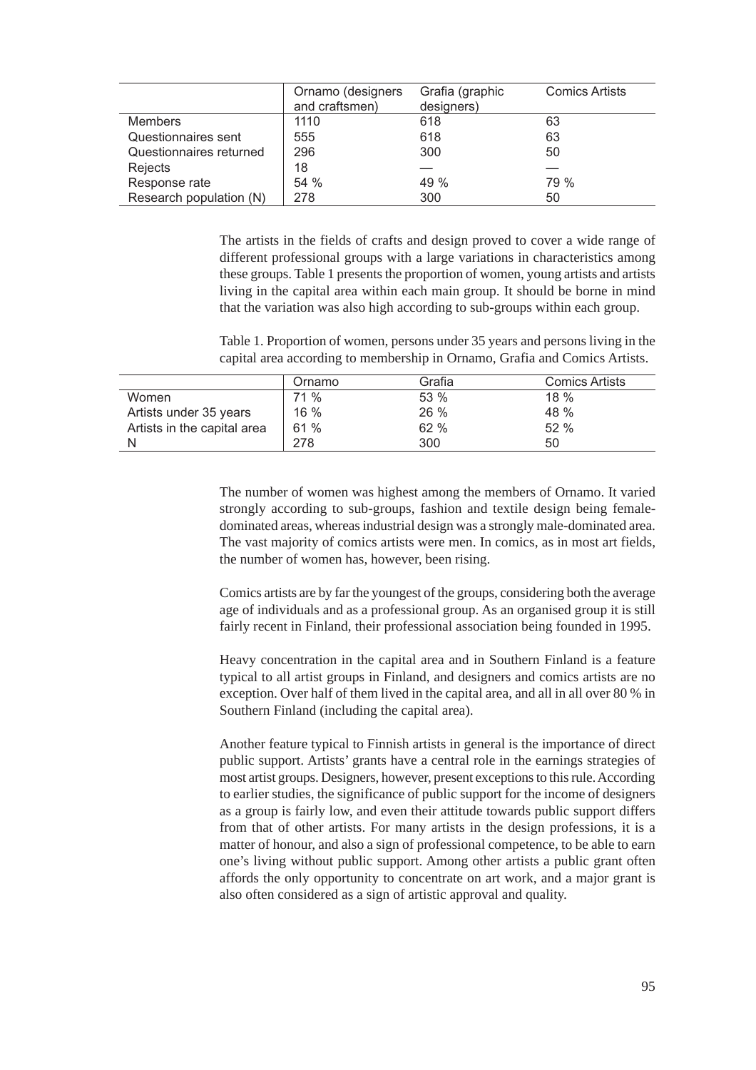| | Ornamo (designers and craftsmen) | Grafia (graphic designers) | Comics Artists |
|---|---|---|---|
| Members | 1110 | 618 | 63 |
| Questionnaires sent | 555 | 618 | 63 |
| Questionnaires returned | 296 | 300 | 50 |
| Rejects | 18 | — | — |
| Response rate | 54 % | 49 % | 79 % |
| Research population (N) | 278 | 300 | 50 |

The artists in the fields of crafts and design proved to cover a wide range of different professional groups with a large variations in characteristics among these groups. Table 1 presents the proportion of women, young artists and artists living in the capital area within each main group. It should be borne in mind that the variation was also high according to sub-groups within each group.

Table 1. Proportion of women, persons under 35 years and persons living in the capital area according to membership in Ornamo, Grafia and Comics Artists.

| | Ornamo | Grafia | Comics Artists |
|---|---|---|---|
| Women | 71 % | 53 % | 18 % |
| Artists under 35 years | 16 % | 26 % | 48 % |
| Artists in the capital area | 61 % | 62 % | 52 % |
| N | 278 | 300 | 50 |

The number of women was highest among the members of Ornamo. It varied strongly according to sub-groups, fashion and textile design being female-dominated areas, whereas industrial design was a strongly male-dominated area. The vast majority of comics artists were men. In comics, as in most art fields, the number of women has, however, been rising.

Comics artists are by far the youngest of the groups, considering both the average age of individuals and as a professional group. As an organised group it is still fairly recent in Finland, their professional association being founded in 1995.

Heavy concentration in the capital area and in Southern Finland is a feature typical to all artist groups in Finland, and designers and comics artists are no exception. Over half of them lived in the capital area, and all in all over 80 % in Southern Finland (including the capital area).

Another feature typical to Finnish artists in general is the importance of direct public support. Artists' grants have a central role in the earnings strategies of most artist groups. Designers, however, present exceptions to this rule. According to earlier studies, the significance of public support for the income of designers as a group is fairly low, and even their attitude towards public support differs from that of other artists. For many artists in the design professions, it is a matter of honour, and also a sign of professional competence, to be able to earn one's living without public support. Among other artists a public grant often affords the only opportunity to concentrate on art work, and a major grant is also often considered as a sign of artistic approval and quality.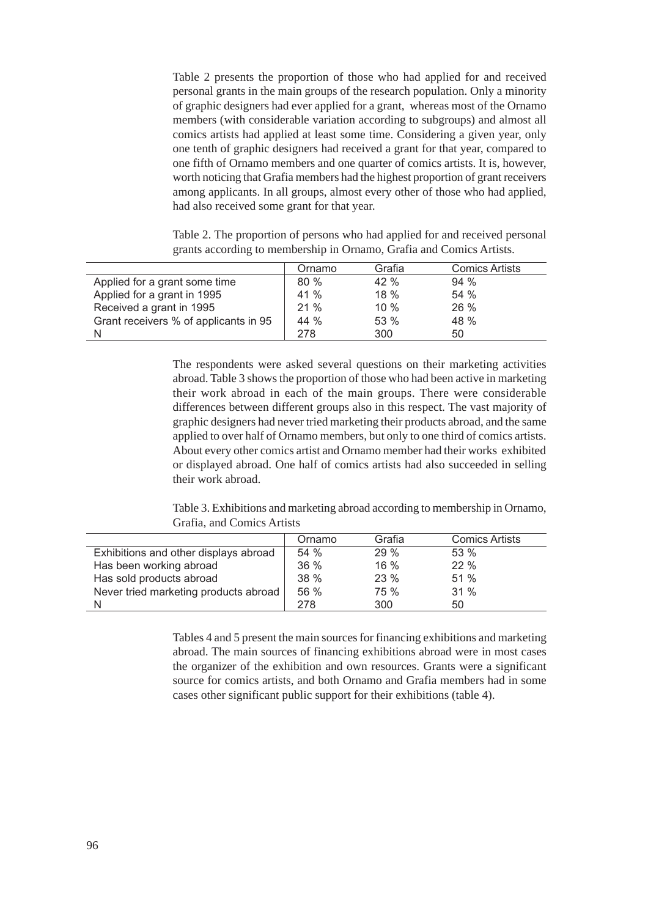Table 2 presents the proportion of those who had applied for and received personal grants in the main groups of the research population. Only a minority of graphic designers had ever applied for a grant, whereas most of the Ornamo members (with considerable variation according to subgroups) and almost all comics artists had applied at least some time. Considering a given year, only one tenth of graphic designers had received a grant for that year, compared to one fifth of Ornamo members and one quarter of comics artists. It is, however, worth noticing that Grafia members had the highest proportion of grant receivers among applicants. In all groups, almost every other of those who had applied, had also received some grant for that year.

Table 2. The proportion of persons who had applied for and received personal grants according to membership in Ornamo, Grafia and Comics Artists.

| | Ornamo | Grafia | Comics Artists |
|---|---|---|---|
| Applied for a grant some time | 80 % | 42 % | 94 % |
| Applied for a grant in 1995 | 41 % | 18 % | 54 % |
| Received a grant in 1995 | 21 % | 10 % | 26 % |
| Grant receivers % of applicants in 95 | 44 % | 53 % | 48 % |
| N | 278 | 300 | 50 |

The respondents were asked several questions on their marketing activities abroad. Table 3 shows the proportion of those who had been active in marketing their work abroad in each of the main groups. There were considerable differences between different groups also in this respect. The vast majority of graphic designers had never tried marketing their products abroad, and the same applied to over half of Ornamo members, but only to one third of comics artists. About every other comics artist and Ornamo member had their works exhibited or displayed abroad. One half of comics artists had also succeeded in selling their work abroad.

Table 3. Exhibitions and marketing abroad according to membership in Ornamo, Grafia, and Comics Artists

| | Ornamo | Grafia | Comics Artists |
|---|---|---|---|
| Exhibitions and other displays abroad | 54 % | 29 % | 53 % |
| Has been working abroad | 36 % | 16 % | 22 % |
| Has sold products abroad | 38 % | 23 % | 51 % |
| Never tried marketing products abroad | 56 % | 75 % | 31 % |
| N | 278 | 300 | 50 |

Tables 4 and 5 present the main sources for financing exhibitions and marketing abroad. The main sources of financing exhibitions abroad were in most cases the organizer of the exhibition and own resources. Grants were a significant source for comics artists, and both Ornamo and Grafia members had in some cases other significant public support for their exhibitions (table 4).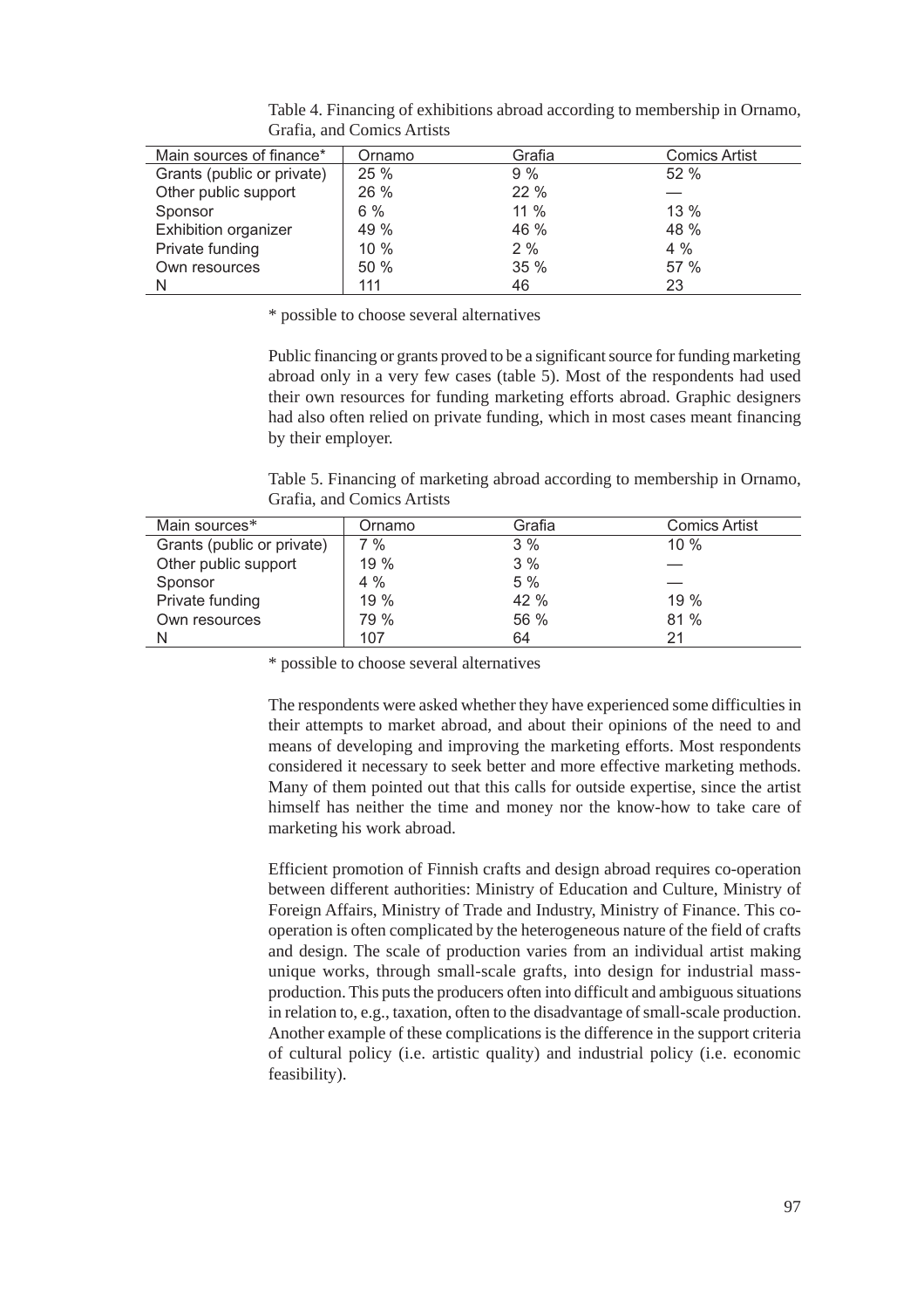Table 4. Financing of exhibitions abroad according to membership in Ornamo, Grafia, and Comics Artists

| Main sources of finance* | Ornamo | Grafia | Comics Artist |
|---|---|---|---|
| Grants (public or private) | 25 % | 9 % | 52 % |
| Other public support | 26 % | 22 % | — |
| Sponsor | 6 % | 11 % | 13 % |
| Exhibition organizer | 49 % | 46 % | 48 % |
| Private funding | 10 % | 2 % | 4 % |
| Own resources | 50 % | 35 % | 57 % |
| N | 111 | 46 | 23 |

\* possible to choose several alternatives

Public financing or grants proved to be a significant source for funding marketing abroad only in a very few cases (table 5). Most of the respondents had used their own resources for funding marketing efforts abroad. Graphic designers had also often relied on private funding, which in most cases meant financing by their employer.

Table 5. Financing of marketing abroad according to membership in Ornamo, Grafia, and Comics Artists

| Main sources* | Ornamo | Grafia | Comics Artist |
|---|---|---|---|
| Grants (public or private) | 7 % | 3 % | 10 % |
| Other public support | 19 % | 3 % | — |
| Sponsor | 4 % | 5 % | — |
| Private funding | 19 % | 42 % | 19 % |
| Own resources | 79 % | 56 % | 81 % |
| N | 107 | 64 | 21 |

\* possible to choose several alternatives

The respondents were asked whether they have experienced some difficulties in their attempts to market abroad, and about their opinions of the need to and means of developing and improving the marketing efforts. Most respondents considered it necessary to seek better and more effective marketing methods. Many of them pointed out that this calls for outside expertise, since the artist himself has neither the time and money nor the know-how to take care of marketing his work abroad.

Efficient promotion of Finnish crafts and design abroad requires co-operation between different authorities: Ministry of Education and Culture, Ministry of Foreign Affairs, Ministry of Trade and Industry, Ministry of Finance. This co-operation is often complicated by the heterogeneous nature of the field of crafts and design. The scale of production varies from an individual artist making unique works, through small-scale grafts, into design for industrial mass-production. This puts the producers often into difficult and ambiguous situations in relation to, e.g., taxation, often to the disadvantage of small-scale production. Another example of these complications is the difference in the support criteria of cultural policy (i.e. artistic quality) and industrial policy (i.e. economic feasibility).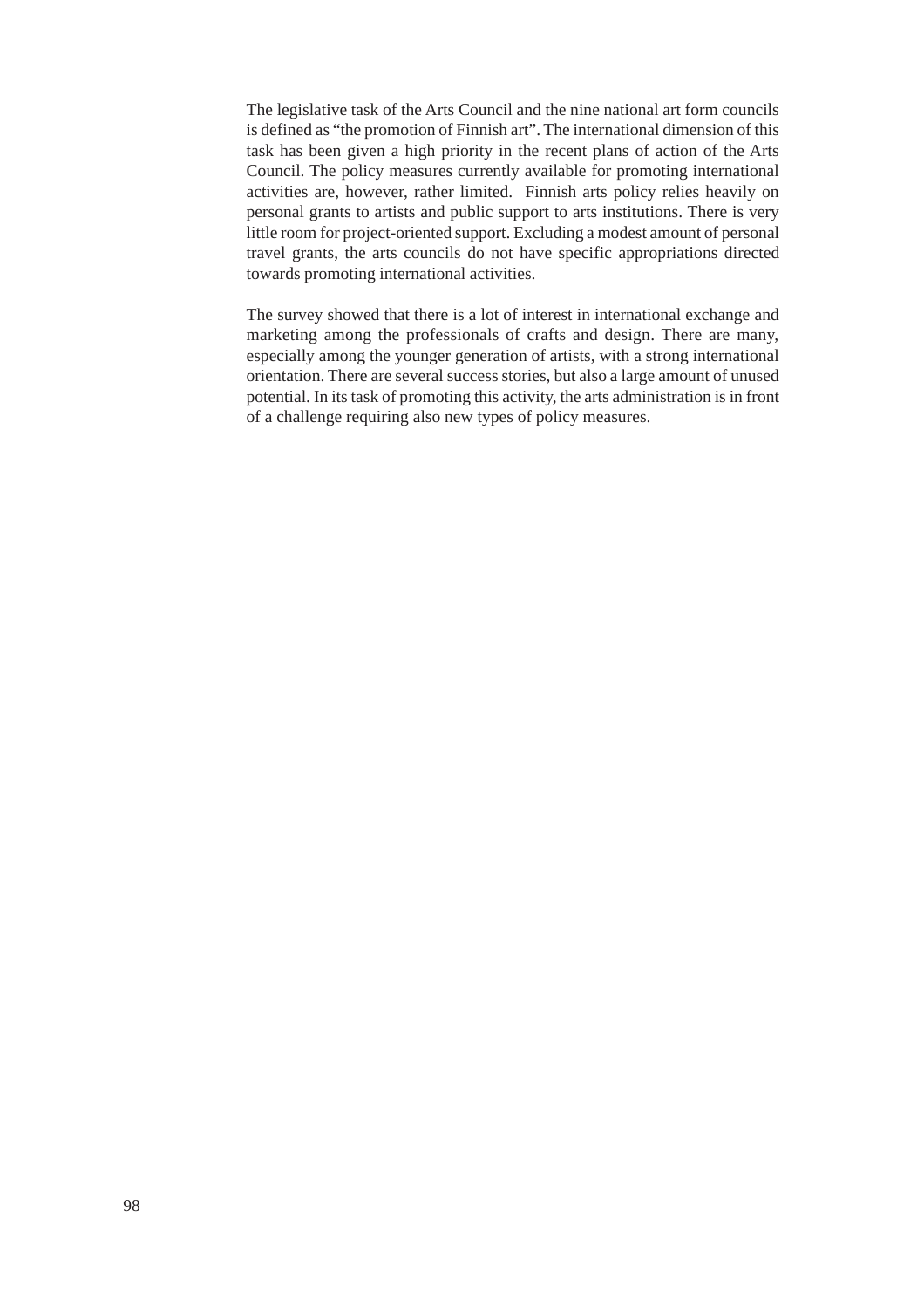The legislative task of the Arts Council and the nine national art form councils is defined as "the promotion of Finnish art". The international dimension of this task has been given a high priority in the recent plans of action of the Arts Council. The policy measures currently available for promoting international activities are, however, rather limited. Finnish arts policy relies heavily on personal grants to artists and public support to arts institutions. There is very little room for project-oriented support. Excluding a modest amount of personal travel grants, the arts councils do not have specific appropriations directed towards promoting international activities.

The survey showed that there is a lot of interest in international exchange and marketing among the professionals of crafts and design. There are many, especially among the younger generation of artists, with a strong international orientation. There are several success stories, but also a large amount of unused potential. In its task of promoting this activity, the arts administration is in front of a challenge requiring also new types of policy measures.